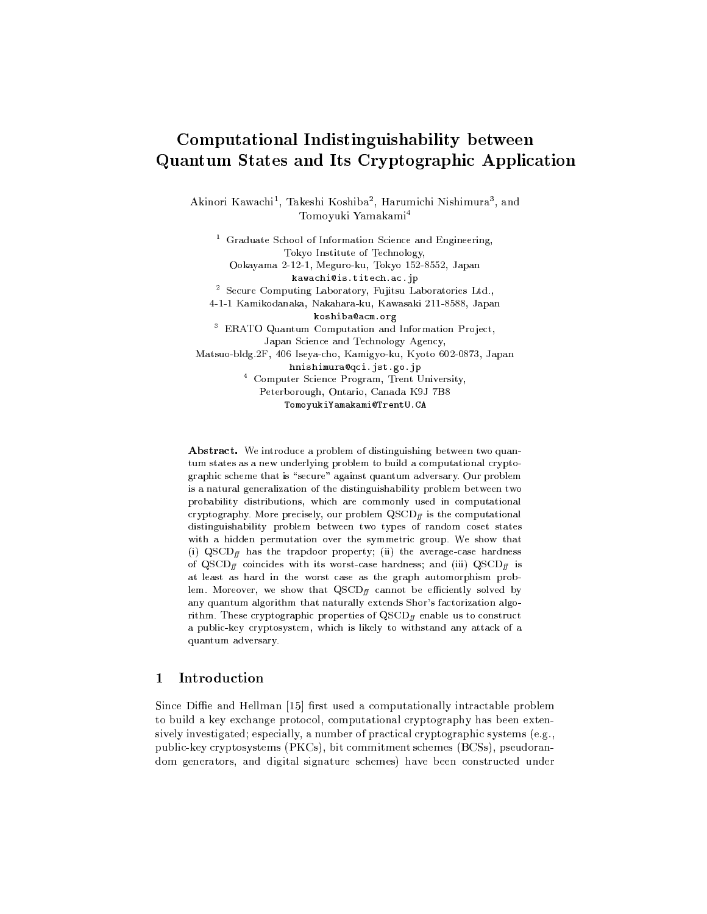# Computational Indistinguishability between Quantum States and Its Cryptographic Application

Akinori Kawachi[1], Takeshi Koshiba[2], Harumichi Nishimura[3], and Tomoyuki Yamakami[4]

[1] Graduate School of Information Science and Engineering, Tokyo Institute of Technology, Ookayama 2-12-1, Meguro-ku, Tokyo 152-8552, Japan
`kawachi@is.titech.ac.jp`

[2] Secure Computing Laboratory, Fujitsu Laboratories Ltd., 4-1-1 Kamikodanaka, Nakahara-ku, Kawasaki 211-8588, Japan
`koshiba@acm.org`

[3] ERATO Quantum Computation and Information Project, Japan Science and Technology Agency, Matsuo-bldg.2F, 406 Iseya-cho, Kamigyo-ku, Kyoto 602-0873, Japan
`hnishimura@qci.jst.go.jp`

[4] Computer Science Program, Trent University, Peterborough, Ontario, Canada K9J 7B8
`TomoyukiYamakami@TrentU.CA`

**Abstract.** We introduce a problem of distinguishing between two quantum states as a new underlying problem to build a computational cryptographic scheme that is "secure" against quantum adversary. Our problem is a natural generalization of the distinguishability problem between two probability distributions, which are commonly used in computational cryptography. More precisely, our problem $\mathrm{QSCD}_{ff}$ is the computational distinguishability problem between two types of random coset states with a hidden permutation over the symmetric group. We show that (i) $\mathrm{QSCD}_{ff}$ has the trapdoor property; (ii) the average-case hardness of $\mathrm{QSCD}_{ff}$ coincides with its worst-case hardness; and (iii) $\mathrm{QSCD}_{ff}$ is at least as hard in the worst case as the graph automorphism problem. Moreover, we show that $\mathrm{QSCD}_{ff}$ cannot be efficiently solved by any quantum algorithm that naturally extends Shor's factorization algorithm. These cryptographic properties of $\mathrm{QSCD}_{ff}$ enable us to construct a public-key cryptosystem, which is likely to withstand any attack of a quantum adversary.

## 1 Introduction

Since Diffie and Hellman [15] first used a computationally intractable problem to build a key exchange protocol, computational cryptography has been extensively investigated; especially, a number of practical cryptographic systems (e.g., public-key cryptosystems (PKCs), bit commitment schemes (BCSs), pseudorandom generators, and digital signature schemes) have been constructed under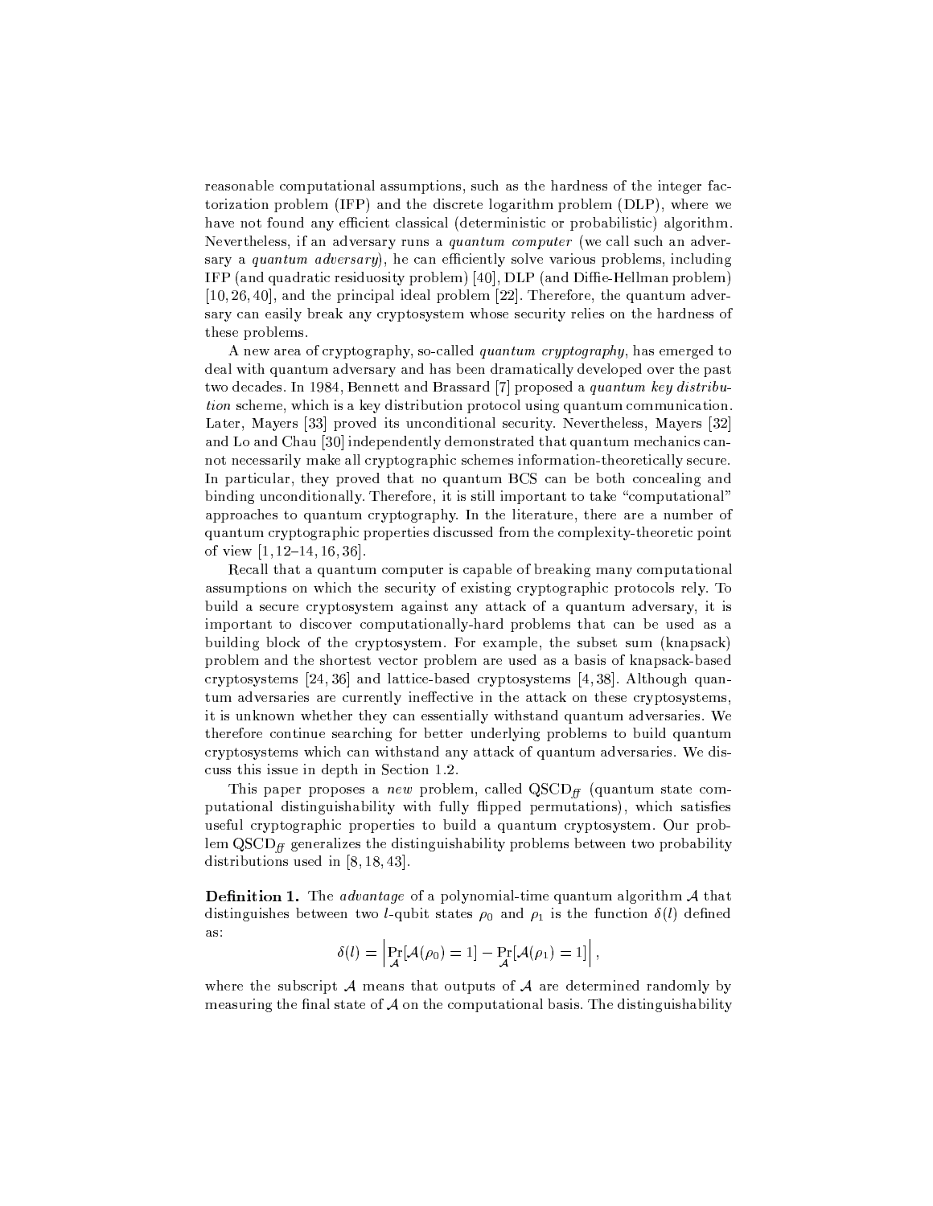reasonable computational assumptions, such as the hardness of the integer factorization problem (IFP) and the discrete logarithm problem (DLP), where we have not found any efficient classical (deterministic or probabilistic) algorithm. Nevertheless, if an adversary runs a *quantum computer* (we call such an adversary a *quantum adversary*), he can efficiently solve various problems, including IFP (and quadratic residuosity problem) [40], DLP (and Diffie-Hellman problem) [10, 26, 40], and the principal ideal problem [22]. Therefore, the quantum adversary can easily break any cryptosystem whose security relies on the hardness of these problems.

A new area of cryptography, so-called *quantum cryptography*, has emerged to deal with quantum adversary and has been dramatically developed over the past two decades. In 1984, Bennett and Brassard [7] proposed a *quantum key distribution* scheme, which is a key distribution protocol using quantum communication. Later, Mayers [33] proved its unconditional security. Nevertheless, Mayers [32] and Lo and Chau [30] independently demonstrated that quantum mechanics cannot necessarily make all cryptographic schemes information-theoretically secure. In particular, they proved that no quantum BCS can be both concealing and binding unconditionally. Therefore, it is still important to take "computational" approaches to quantum cryptography. In the literature, there are a number of quantum cryptographic properties discussed from the complexity-theoretic point of view [1, 12–14, 16, 36].

Recall that a quantum computer is capable of breaking many computational assumptions on which the security of existing cryptographic protocols rely. To build a secure cryptosystem against any attack of a quantum adversary, it is important to discover computationally-hard problems that can be used as a building block of the cryptosystem. For example, the subset sum (knapsack) problem and the shortest vector problem are used as a basis of knapsack-based cryptosystems [24, 36] and lattice-based cryptosystems [4, 38]. Although quantum adversaries are currently ineffective in the attack on these cryptosystems, it is unknown whether they can essentially withstand quantum adversaries. We therefore continue searching for better underlying problems to build quantum cryptosystems which can withstand any attack of quantum adversaries. We discuss this issue in depth in Section 1.2.

This paper proposes a *new* problem, called $\mathrm{QSCD}_{ff}$ (quantum state computational distinguishability with fully flipped permutations), which satisfies useful cryptographic properties to build a quantum cryptosystem. Our problem $\mathrm{QSCD}_{ff}$ generalizes the distinguishability problems between two probability distributions used in [8, 18, 43].

**Definition 1.** The *advantage* of a polynomial-time quantum algorithm $\mathcal{A}$ that distinguishes between two $l$-qubit states $\rho_0$ and $\rho_1$ is the function $\delta(l)$ defined as:

$$\delta(l) = \left| \Pr_{\mathcal{A}}[\mathcal{A}(\rho_0) = 1] - \Pr_{\mathcal{A}}[\mathcal{A}(\rho_1) = 1] \right|,$$

where the subscript $\mathcal{A}$ means that outputs of $\mathcal{A}$ are determined randomly by measuring the final state of $\mathcal{A}$ on the computational basis. The distinguishability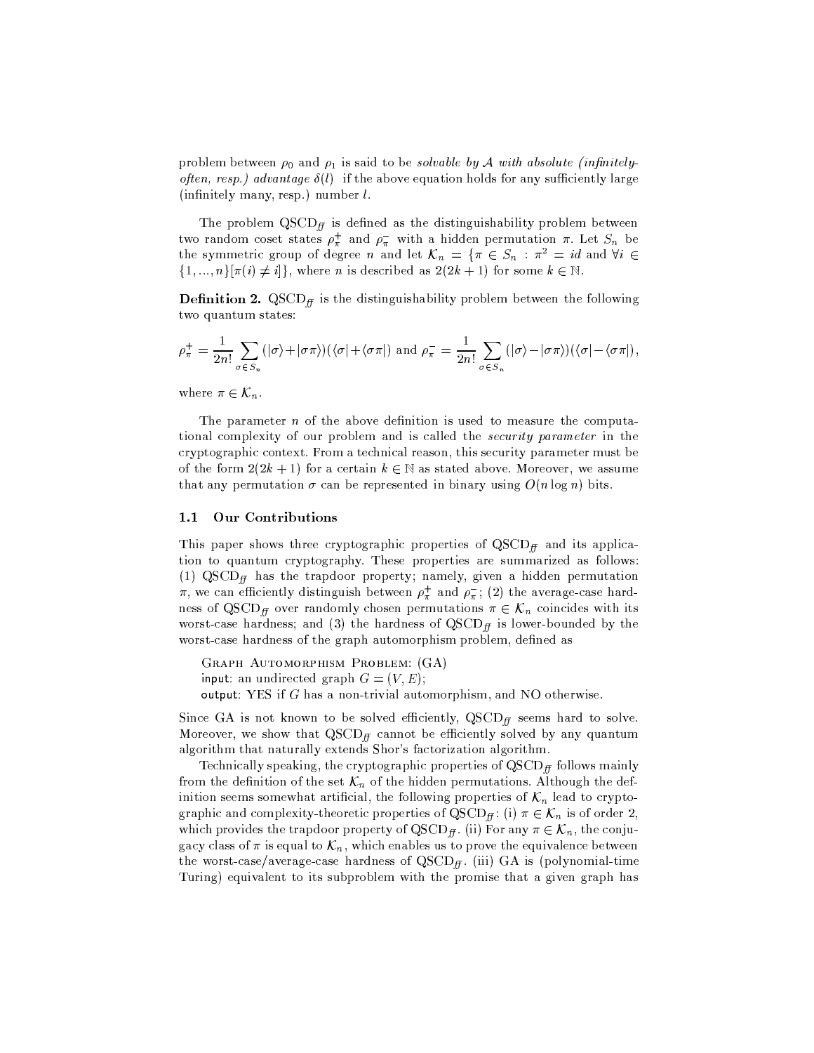problem between $\rho_0$ and $\rho_1$ is said to be *solvable by $\mathcal{A}$ with absolute (infinitely-often, resp.) advantage $\delta(l)$* if the above equation holds for any sufficiently large (infinitely many, resp.) number $l$.

The problem $\mathrm{QSCD}_{ff}$ is defined as the distinguishability problem between two random coset states $\rho_\pi^+$ and $\rho_\pi^-$ with a hidden permutation $\pi$. Let $S_n$ be the symmetric group of degree $n$ and let $\mathcal{K}_n = \{\pi \in S_n : \pi^2 = id \text{ and } \forall i \in \{1, ..., n\}[\pi(i) \neq i]\}$, where $n$ is described as $2(2k+1)$ for some $k \in \mathbb{N}$.

**Definition 2.** $\mathrm{QSCD}_{ff}$ is the distinguishability problem between the following two quantum states:

$$\rho_\pi^+ = \frac{1}{2n!} \sum_{\sigma \in S_n} (|\sigma\rangle + |\sigma\pi\rangle)(\langle\sigma| + \langle\sigma\pi|) \text{ and } \rho_\pi^- = \frac{1}{2n!} \sum_{\sigma \in S_n} (|\sigma\rangle - |\sigma\pi\rangle)(\langle\sigma| - \langle\sigma\pi|),$$

where $\pi \in \mathcal{K}_n$.

The parameter $n$ of the above definition is used to measure the computational complexity of our problem and is called the *security parameter* in the cryptographic context. From a technical reason, this security parameter must be of the form $2(2k+1)$ for a certain $k \in \mathbb{N}$ as stated above. Moreover, we assume that any permutation $\sigma$ can be represented in binary using $O(n \log n)$ bits.

### 1.1 Our Contributions

This paper shows three cryptographic properties of $\mathrm{QSCD}_{ff}$ and its application to quantum cryptography. These properties are summarized as follows: (1) $\mathrm{QSCD}_{ff}$ has the trapdoor property; namely, given a hidden permutation $\pi$, we can efficiently distinguish between $\rho_\pi^+$ and $\rho_\pi^-$; (2) the average-case hardness of $\mathrm{QSCD}_{ff}$ over randomly chosen permutations $\pi \in \mathcal{K}_n$ coincides with its worst-case hardness; and (3) the hardness of $\mathrm{QSCD}_{ff}$ is lower-bounded by the worst-case hardness of the graph automorphism problem, defined as

Graph Automorphism Problem: (GA)
input: an undirected graph $G = (V, E)$;
output: YES if $G$ has a non-trivial automorphism, and NO otherwise.

Since GA is not known to be solved efficiently, $\mathrm{QSCD}_{ff}$ seems hard to solve. Moreover, we show that $\mathrm{QSCD}_{ff}$ cannot be efficiently solved by any quantum algorithm that naturally extends Shor's factorization algorithm.

Technically speaking, the cryptographic properties of $\mathrm{QSCD}_{ff}$ follows mainly from the definition of the set $\mathcal{K}_n$ of the hidden permutations. Although the definition seems somewhat artificial, the following properties of $\mathcal{K}_n$ lead to cryptographic and complexity-theoretic properties of $\mathrm{QSCD}_{ff}$: (i) $\pi \in \mathcal{K}_n$ is of order 2, which provides the trapdoor property of $\mathrm{QSCD}_{ff}$. (ii) For any $\pi \in \mathcal{K}_n$, the conjugacy class of $\pi$ is equal to $\mathcal{K}_n$, which enables us to prove the equivalence between the worst-case/average-case hardness of $\mathrm{QSCD}_{ff}$. (iii) GA is (polynomial-time Turing) equivalent to its subproblem with the promise that a given graph has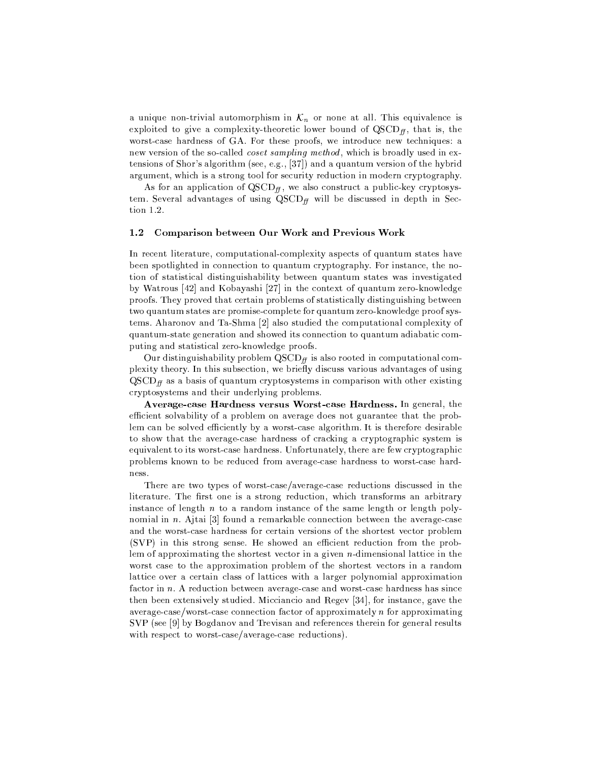a unique non-trivial automorphism in $\mathcal{K}_n$ or none at all. This equivalence is exploited to give a complexity-theoretic lower bound of $\mathrm{QSCD}_{\mathit{ff}}$, that is, the worst-case hardness of GA. For these proofs, we introduce new techniques: a new version of the so-called *coset sampling method*, which is broadly used in extensions of Shor's algorithm (see, e.g., [37]) and a quantum version of the hybrid argument, which is a strong tool for security reduction in modern cryptography.

As for an application of $\mathrm{QSCD}_{\mathit{ff}}$, we also construct a public-key cryptosystem. Several advantages of using $\mathrm{QSCD}_{\mathit{ff}}$ will be discussed in depth in Section 1.2.

### 1.2 Comparison between Our Work and Previous Work

In recent literature, computational-complexity aspects of quantum states have been spotlighted in connection to quantum cryptography. For instance, the notion of statistical distinguishability between quantum states was investigated by Watrous [42] and Kobayashi [27] in the context of quantum zero-knowledge proofs. They proved that certain problems of statistically distinguishing between two quantum states are promise-complete for quantum zero-knowledge proof systems. Aharonov and Ta-Shma [2] also studied the computational complexity of quantum-state generation and showed its connection to quantum adiabatic computing and statistical zero-knowledge proofs.

Our distinguishability problem $\mathrm{QSCD}_{\mathit{ff}}$ is also rooted in computational complexity theory. In this subsection, we briefly discuss various advantages of using $\mathrm{QSCD}_{\mathit{ff}}$ as a basis of quantum cryptosystems in comparison with other existing cryptosystems and their underlying problems.

**Average-case Hardness versus Worst-case Hardness.** In general, the efficient solvability of a problem on average does not guarantee that the problem can be solved efficiently by a worst-case algorithm. It is therefore desirable to show that the average-case hardness of cracking a cryptographic system is equivalent to its worst-case hardness. Unfortunately, there are few cryptographic problems known to be reduced from average-case hardness to worst-case hardness.

There are two types of worst-case/average-case reductions discussed in the literature. The first one is a strong reduction, which transforms an arbitrary instance of length $n$ to a random instance of the same length or length polynomial in $n$. Ajtai [3] found a remarkable connection between the average-case and the worst-case hardness for certain versions of the shortest vector problem (SVP) in this strong sense. He showed an efficient reduction from the problem of approximating the shortest vector in a given $n$-dimensional lattice in the worst case to the approximation problem of the shortest vectors in a random lattice over a certain class of lattices with a larger polynomial approximation factor in $n$. A reduction between average-case and worst-case hardness has since then been extensively studied. Micciancio and Regev [34], for instance, gave the average-case/worst-case connection factor of approximately $n$ for approximating SVP (see [9] by Bogdanov and Trevisan and references therein for general results with respect to worst-case/average-case reductions).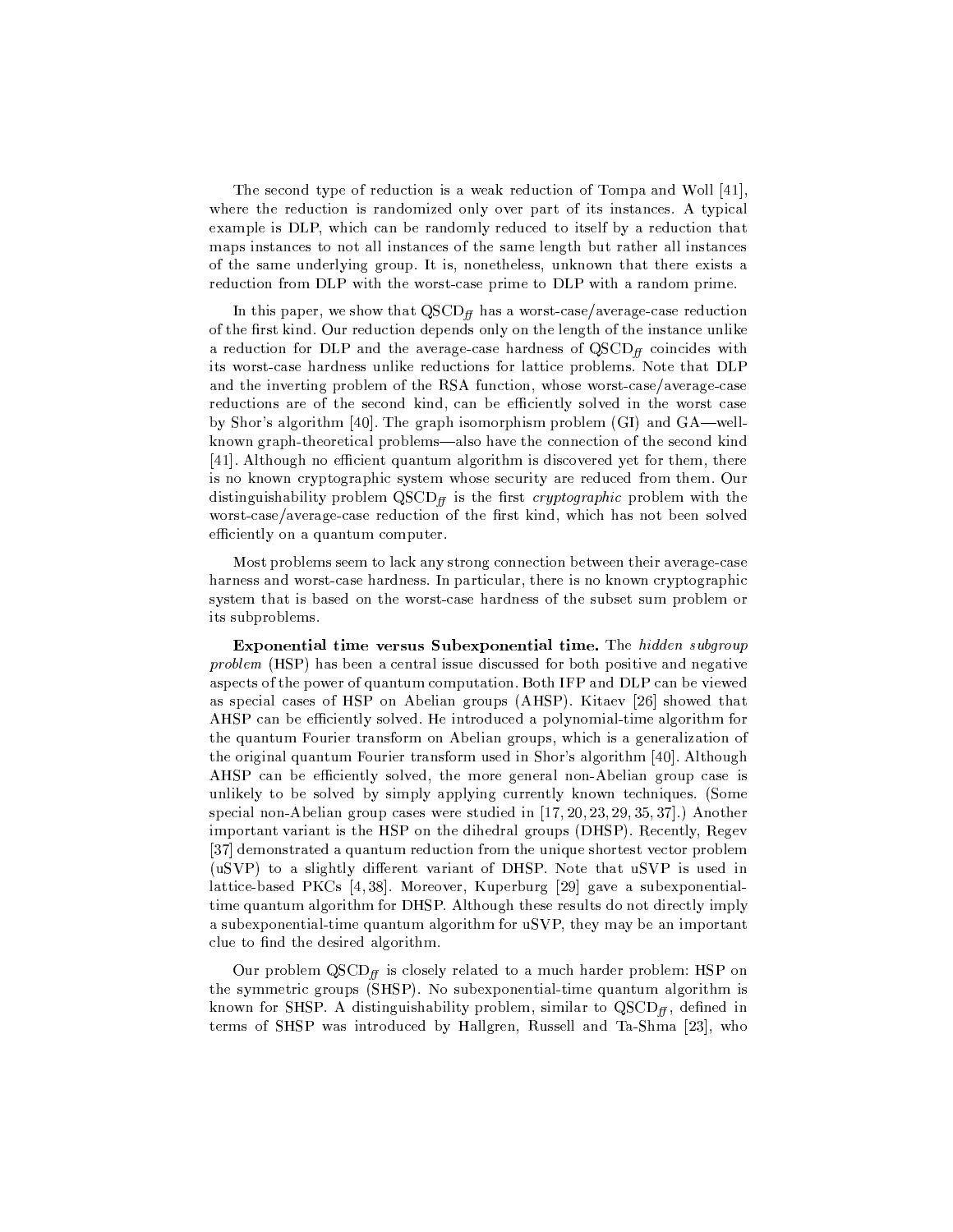The second type of reduction is a weak reduction of Tompa and Woll [41], where the reduction is randomized only over part of its instances. A typical example is DLP, which can be randomly reduced to itself by a reduction that maps instances to not all instances of the same length but rather all instances of the same underlying group. It is, nonetheless, unknown that there exists a reduction from DLP with the worst-case prime to DLP with a random prime.

In this paper, we show that $\mathrm{QSCD}_{ff}$ has a worst-case/average-case reduction of the first kind. Our reduction depends only on the length of the instance unlike a reduction for DLP and the average-case hardness of $\mathrm{QSCD}_{ff}$ coincides with its worst-case hardness unlike reductions for lattice problems. Note that DLP and the inverting problem of the RSA function, whose worst-case/average-case reductions are of the second kind, can be efficiently solved in the worst case by Shor's algorithm [40]. The graph isomorphism problem (GI) and GA—well-known graph-theoretical problems—also have the connection of the second kind [41]. Although no efficient quantum algorithm is discovered yet for them, there is no known cryptographic system whose security are reduced from them. Our distinguishability problem $\mathrm{QSCD}_{ff}$ is the first *cryptographic* problem with the worst-case/average-case reduction of the first kind, which has not been solved efficiently on a quantum computer.

Most problems seem to lack any strong connection between their average-case harness and worst-case hardness. In particular, there is no known cryptographic system that is based on the worst-case hardness of the subset sum problem or its subproblems.

**Exponential time versus Subexponential time.** The *hidden subgroup problem* (HSP) has been a central issue discussed for both positive and negative aspects of the power of quantum computation. Both IFP and DLP can be viewed as special cases of HSP on Abelian groups (AHSP). Kitaev [26] showed that AHSP can be efficiently solved. He introduced a polynomial-time algorithm for the quantum Fourier transform on Abelian groups, which is a generalization of the original quantum Fourier transform used in Shor's algorithm [40]. Although AHSP can be efficiently solved, the more general non-Abelian group case is unlikely to be solved by simply applying currently known techniques. (Some special non-Abelian group cases were studied in [17, 20, 23, 29, 35, 37].) Another important variant is the HSP on the dihedral groups (DHSP). Recently, Regev [37] demonstrated a quantum reduction from the unique shortest vector problem (uSVP) to a slightly different variant of DHSP. Note that uSVP is used in lattice-based PKCs [4, 38]. Moreover, Kuperburg [29] gave a subexponential-time quantum algorithm for DHSP. Although these results do not directly imply a subexponential-time quantum algorithm for uSVP, they may be an important clue to find the desired algorithm.

Our problem $\mathrm{QSCD}_{ff}$ is closely related to a much harder problem: HSP on the symmetric groups (SHSP). No subexponential-time quantum algorithm is known for SHSP. A distinguishability problem, similar to $\mathrm{QSCD}_{ff}$, defined in terms of SHSP was introduced by Hallgren, Russell and Ta-Shma [23], who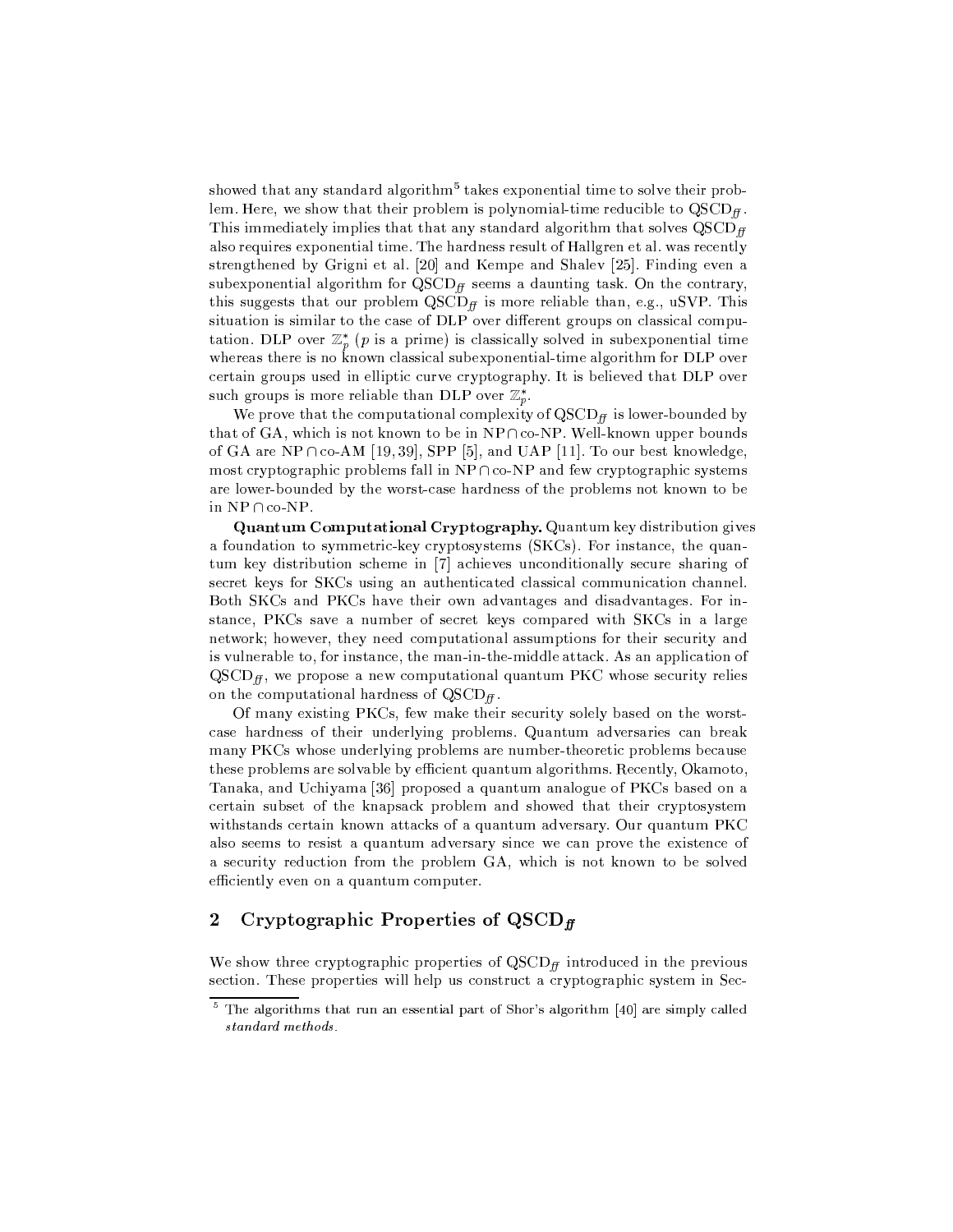showed that any standard algorithm[5] takes exponential time to solve their problem. Here, we show that their problem is polynomial-time reducible to $\mathrm{QSCD}_{ff}$. This immediately implies that that any standard algorithm that solves $\mathrm{QSCD}_{ff}$ also requires exponential time. The hardness result of Hallgren et al. was recently strengthened by Grigni et al. [20] and Kempe and Shalev [25]. Finding even a subexponential algorithm for $\mathrm{QSCD}_{ff}$ seems a daunting task. On the contrary, this suggests that our problem $\mathrm{QSCD}_{ff}$ is more reliable than, e.g., uSVP. This situation is similar to the case of DLP over different groups on classical computation. DLP over $\mathbb{Z}_p^*$ ($p$ is a prime) is classically solved in subexponential time whereas there is no known classical subexponential-time algorithm for DLP over certain groups used in elliptic curve cryptography. It is believed that DLP over such groups is more reliable than DLP over $\mathbb{Z}_p^*$.

We prove that the computational complexity of $\mathrm{QSCD}_{ff}$ is lower-bounded by that of GA, which is not known to be in $\mathrm{NP} \cap \mathrm{co\text{-}NP}$. Well-known upper bounds of GA are $\mathrm{NP} \cap \mathrm{co\text{-}AM}$ [19, 39], SPP [5], and UAP [11]. To our best knowledge, most cryptographic problems fall in $\mathrm{NP} \cap \mathrm{co\text{-}NP}$ and few cryptographic systems are lower-bounded by the worst-case hardness of the problems not known to be in $\mathrm{NP} \cap \mathrm{co\text{-}NP}$.

**Quantum Computational Cryptography.** Quantum key distribution gives a foundation to symmetric-key cryptosystems (SKCs). For instance, the quantum key distribution scheme in [7] achieves unconditionally secure sharing of secret keys for SKCs using an authenticated classical communication channel. Both SKCs and PKCs have their own advantages and disadvantages. For instance, PKCs save a number of secret keys compared with SKCs in a large network; however, they need computational assumptions for their security and is vulnerable to, for instance, the man-in-the-middle attack. As an application of $\mathrm{QSCD}_{ff}$, we propose a new computational quantum PKC whose security relies on the computational hardness of $\mathrm{QSCD}_{ff}$.

Of many existing PKCs, few make their security solely based on the worst-case hardness of their underlying problems. Quantum adversaries can break many PKCs whose underlying problems are number-theoretic problems because these problems are solvable by efficient quantum algorithms. Recently, Okamoto, Tanaka, and Uchiyama [36] proposed a quantum analogue of PKCs based on a certain subset of the knapsack problem and showed that their cryptosystem withstands certain known attacks of a quantum adversary. Our quantum PKC also seems to resist a quantum adversary since we can prove the existence of a security reduction from the problem GA, which is not known to be solved efficiently even on a quantum computer.

## 2 Cryptographic Properties of $\mathrm{QSCD}_{ff}$

We show three cryptographic properties of $\mathrm{QSCD}_{ff}$ introduced in the previous section. These properties will help us construct a cryptographic system in Sec-

[5] The algorithms that run an essential part of Shor's algorithm [40] are simply called *standard methods*.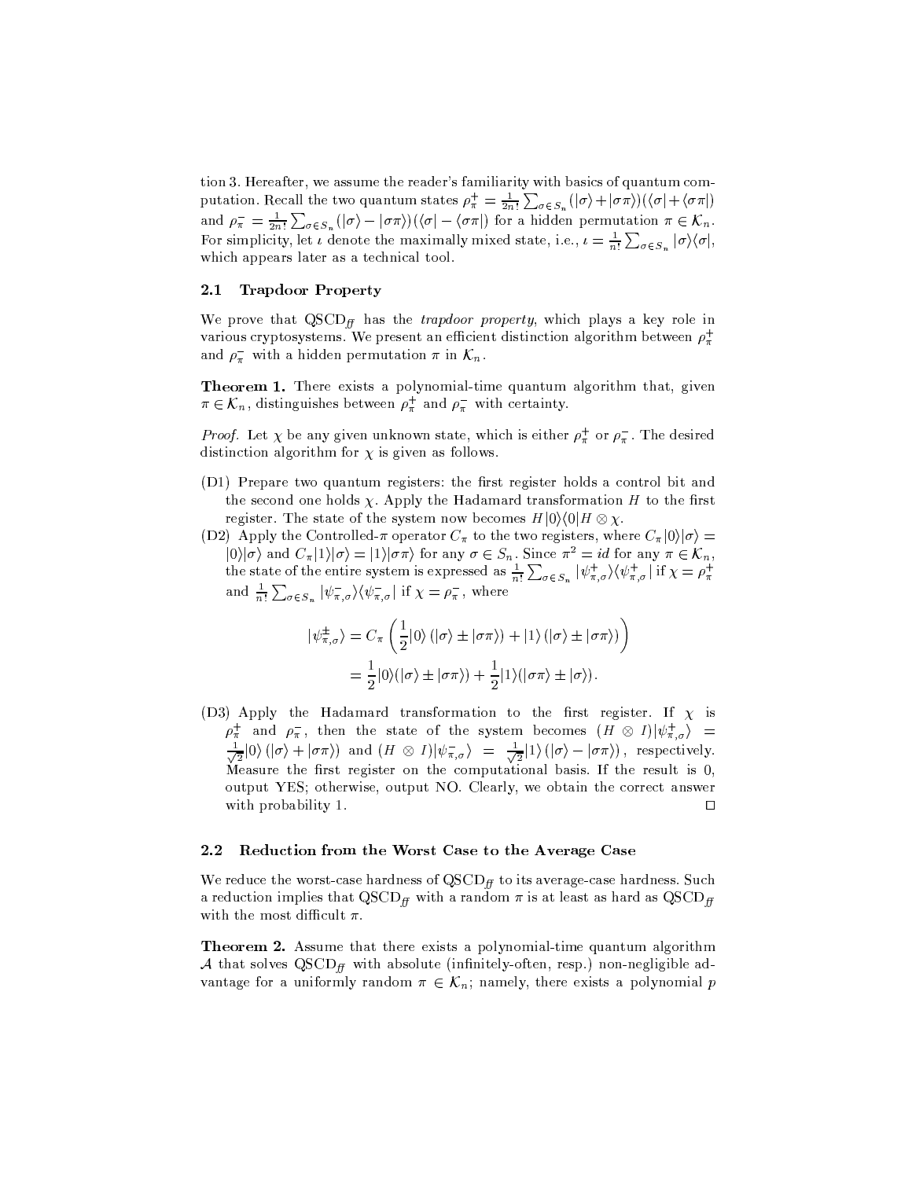tion 3. Hereafter, we assume the reader's familiarity with basics of quantum computation. Recall the two quantum states $\rho_\pi^+ = \frac{1}{2n!}\sum_{\sigma\in S_n}(|\sigma\rangle + |\sigma\pi\rangle)(\langle\sigma| + \langle\sigma\pi|)$ and $\rho_\pi^- = \frac{1}{2n!}\sum_{\sigma\in S_n}(|\sigma\rangle - |\sigma\pi\rangle)(\langle\sigma| - \langle\sigma\pi|)$ for a hidden permutation $\pi \in \mathcal{K}_n$. For simplicity, let $\iota$ denote the maximally mixed state, i.e., $\iota = \frac{1}{n!}\sum_{\sigma\in S_n}|\sigma\rangle\langle\sigma|$, which appears later as a technical tool.

### 2.1 Trapdoor Property

We prove that $\mathrm{QSCD}_{\mathit{ff}}$ has the *trapdoor property*, which plays a key role in various cryptosystems. We present an efficient distinction algorithm between $\rho_\pi^+$ and $\rho_\pi^-$ with a hidden permutation $\pi$ in $\mathcal{K}_n$.

**Theorem 1.** There exists a polynomial-time quantum algorithm that, given $\pi \in \mathcal{K}_n$, distinguishes between $\rho_\pi^+$ and $\rho_\pi^-$ with certainty.

*Proof.* Let $\chi$ be any given unknown state, which is either $\rho_\pi^+$ or $\rho_\pi^-$. The desired distinction algorithm for $\chi$ is given as follows.

- (D1) Prepare two quantum registers: the first register holds a control bit and the second one holds $\chi$. Apply the Hadamard transformation $H$ to the first register. The state of the system now becomes $H|0\rangle\langle 0|H \otimes \chi$.
- (D2) Apply the Controlled-$\pi$ operator $C_\pi$ to the two registers, where $C_\pi|0\rangle|\sigma\rangle = |0\rangle|\sigma\rangle$ and $C_\pi|1\rangle|\sigma\rangle = |1\rangle|\sigma\pi\rangle$ for any $\sigma \in S_n$. Since $\pi^2 = id$ for any $\pi \in \mathcal{K}_n$, the state of the entire system is expressed as $\frac{1}{n!}\sum_{\sigma\in S_n}|\psi_{\pi,\sigma}^+\rangle\langle\psi_{\pi,\sigma}^+|$ if $\chi = \rho_\pi^+$ and $\frac{1}{n!}\sum_{\sigma\in S_n}|\psi_{\pi,\sigma}^-\rangle\langle\psi_{\pi,\sigma}^-|$ if $\chi = \rho_\pi^-$, where

$$
\begin{aligned}
|\psi_{\pi,\sigma}^\pm\rangle &= C_\pi\left(\frac{1}{2}|0\rangle\left(|\sigma\rangle \pm |\sigma\pi\rangle\right) + |1\rangle\left(|\sigma\rangle \pm |\sigma\pi\rangle\right)\right) \\
&= \frac{1}{2}|0\rangle(|\sigma\rangle \pm |\sigma\pi\rangle) + \frac{1}{2}|1\rangle(|\sigma\pi\rangle \pm |\sigma\rangle).
\end{aligned}
$$

- (D3) Apply the Hadamard transformation to the first register. If $\chi$ is $\rho_\pi^+$ and $\rho_\pi^-$, then the state of the system becomes $(H \otimes I)|\psi_{\pi,\sigma}^+\rangle = \frac{1}{\sqrt{2}}|0\rangle\left(|\sigma\rangle + |\sigma\pi\rangle\right)$ and $(H \otimes I)|\psi_{\pi,\sigma}^-\rangle = \frac{1}{\sqrt{2}}|1\rangle\left(|\sigma\rangle - |\sigma\pi\rangle\right)$, respectively. Measure the first register on the computational basis. If the result is 0, output YES; otherwise, output NO. Clearly, we obtain the correct answer with probability 1. $\square$

### 2.2 Reduction from the Worst Case to the Average Case

We reduce the worst-case hardness of $\mathrm{QSCD}_{\mathit{ff}}$ to its average-case hardness. Such a reduction implies that $\mathrm{QSCD}_{\mathit{ff}}$ with a random $\pi$ is at least as hard as $\mathrm{QSCD}_{\mathit{ff}}$ with the most difficult $\pi$.

**Theorem 2.** Assume that there exists a polynomial-time quantum algorithm $\mathcal{A}$ that solves $\mathrm{QSCD}_{\mathit{ff}}$ with absolute (infinitely-often, resp.) non-negligible advantage for a uniformly random $\pi \in \mathcal{K}_n$; namely, there exists a polynomial $p$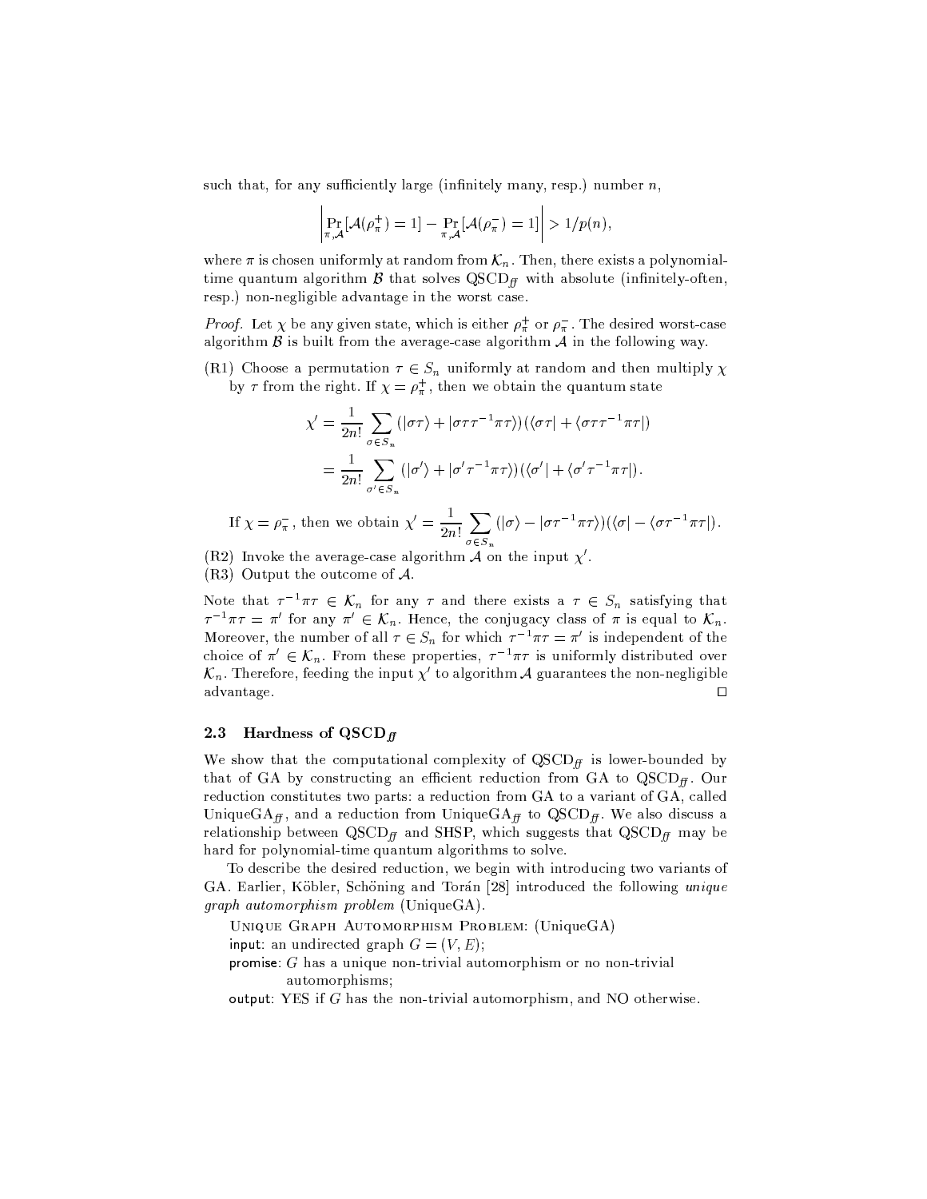such that, for any sufficiently large (infinitely many, resp.) number $n$,

$$\left| \Pr_{\pi,\mathcal{A}}[\mathcal{A}(\rho_\pi^+) = 1] - \Pr_{\pi,\mathcal{A}}[\mathcal{A}(\rho_\pi^-) = 1] \right| > 1/p(n),$$

where $\pi$ is chosen uniformly at random from $\mathcal{K}_n$. Then, there exists a polynomial-time quantum algorithm $\mathcal{B}$ that solves $\mathrm{QSCD}_{\mathit{ff}}$ with absolute (infinitely-often, resp.) non-negligible advantage in the worst case.

*Proof.* Let $\chi$ be any given state, which is either $\rho_\pi^+$ or $\rho_\pi^-$. The desired worst-case algorithm $\mathcal{B}$ is built from the average-case algorithm $\mathcal{A}$ in the following way.

(R1) Choose a permutation $\tau \in S_n$ uniformly at random and then multiply $\chi$ by $\tau$ from the right. If $\chi = \rho_\pi^+$, then we obtain the quantum state

$$\begin{aligned}
\chi' &= \frac{1}{2n!} \sum_{\sigma \in S_n} (|\sigma\tau\rangle + |\sigma\tau\tau^{-1}\pi\tau\rangle)(\langle\sigma\tau| + \langle\sigma\tau\tau^{-1}\pi\tau|) \\
&= \frac{1}{2n!} \sum_{\sigma' \in S_n} (|\sigma'\rangle + |\sigma'\tau^{-1}\pi\tau\rangle)(\langle\sigma'| + \langle\sigma'\tau^{-1}\pi\tau|).
\end{aligned}$$

If $\chi = \rho_\pi^-$, then we obtain $\chi' = \frac{1}{2n!} \sum_{\sigma \in S_n} (|\sigma\rangle - |\sigma\tau^{-1}\pi\tau\rangle)(\langle\sigma| - \langle\sigma\tau^{-1}\pi\tau|)$.

(R2) Invoke the average-case algorithm $\mathcal{A}$ on the input $\chi'$.

(R3) Output the outcome of $\mathcal{A}$.

Note that $\tau^{-1}\pi\tau \in \mathcal{K}_n$ for any $\tau$ and there exists a $\tau \in S_n$ satisfying that $\tau^{-1}\pi\tau = \pi'$ for any $\pi' \in \mathcal{K}_n$. Hence, the conjugacy class of $\pi$ is equal to $\mathcal{K}_n$. Moreover, the number of all $\tau \in S_n$ for which $\tau^{-1}\pi\tau = \pi'$ is independent of the choice of $\pi' \in \mathcal{K}_n$. From these properties, $\tau^{-1}\pi\tau$ is uniformly distributed over $\mathcal{K}_n$. Therefore, feeding the input $\chi'$ to algorithm $\mathcal{A}$ guarantees the non-negligible advantage. □

### 2.3 Hardness of $\mathrm{QSCD}_{\mathit{ff}}$

We show that the computational complexity of $\mathrm{QSCD}_{\mathit{ff}}$ is lower-bounded by that of GA by constructing an efficient reduction from GA to $\mathrm{QSCD}_{\mathit{ff}}$. Our reduction constitutes two parts: a reduction from GA to a variant of GA, called $\mathrm{UniqueGA}_{\mathit{ff}}$, and a reduction from $\mathrm{UniqueGA}_{\mathit{ff}}$ to $\mathrm{QSCD}_{\mathit{ff}}$. We also discuss a relationship between $\mathrm{QSCD}_{\mathit{ff}}$ and SHSP, which suggests that $\mathrm{QSCD}_{\mathit{ff}}$ may be hard for polynomial-time quantum algorithms to solve.

To describe the desired reduction, we begin with introducing two variants of GA. Earlier, Köbler, Schöning and Torán [28] introduced the following *unique graph automorphism problem* (UniqueGA).

Unique Graph Automorphism Problem: (UniqueGA)
input: an undirected graph $G = (V, E)$;
promise: $G$ has a unique non-trivial automorphism or no non-trivial automorphisms;
output: YES if $G$ has the non-trivial automorphism, and NO otherwise.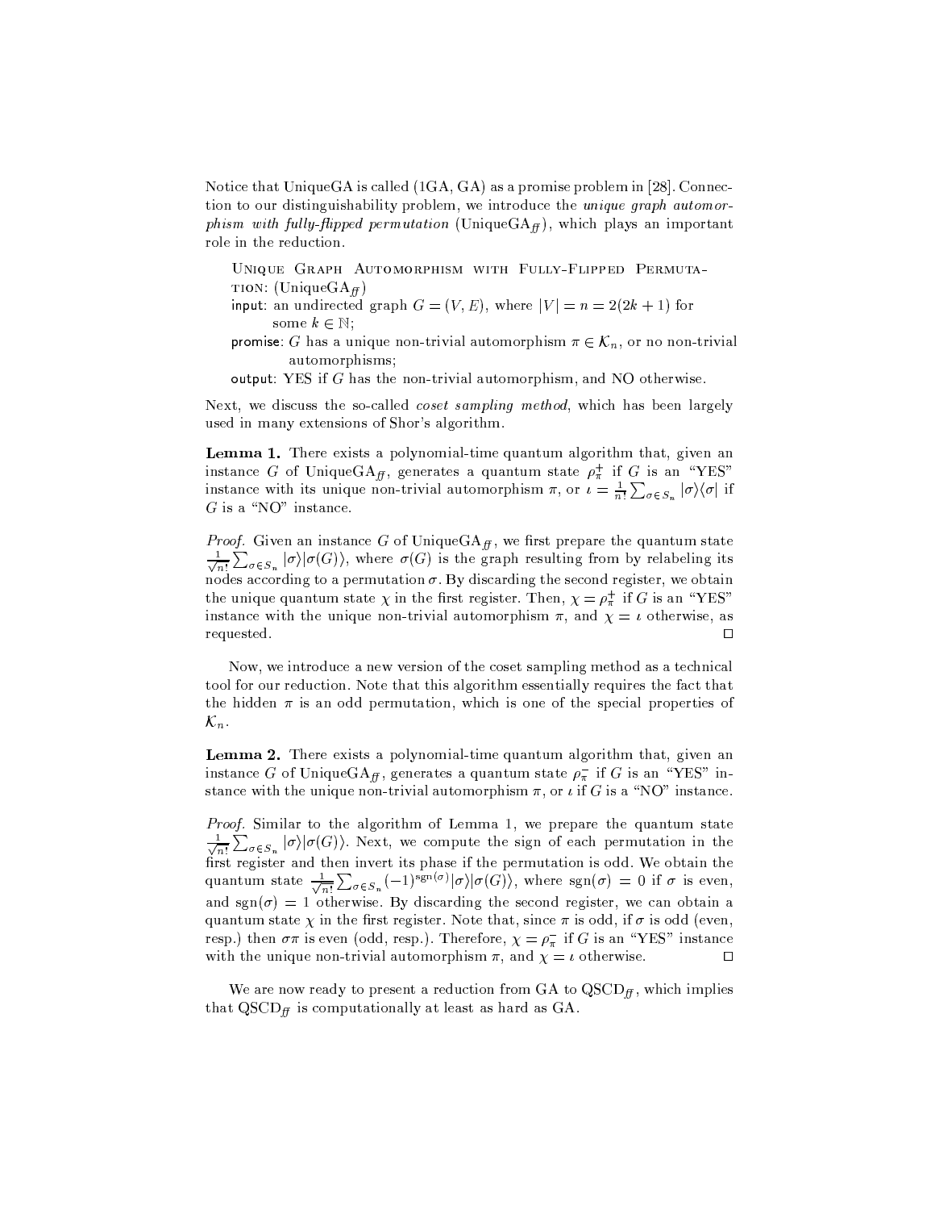Notice that UniqueGA is called (1GA, GA) as a promise problem in [28]. Connection to our distinguishability problem, we introduce the *unique graph automorphism with fully-flipped permutation* ($\mathrm{UniqueGA}_{\mathit{ff}}$), which plays an important role in the reduction.

> Unique Graph Automorphism with Fully-Flipped Permutation: ($\mathrm{UniqueGA}_{\mathit{ff}}$)
> input: an undirected graph $G = (V, E)$, where $|V| = n = 2(2k+1)$ for some $k \in \mathbb{N}$;
> promise: $G$ has a unique non-trivial automorphism $\pi \in \mathcal{K}_n$, or no non-trivial automorphisms;
> output: YES if $G$ has the non-trivial automorphism, and NO otherwise.

Next, we discuss the so-called *coset sampling method*, which has been largely used in many extensions of Shor's algorithm.

**Lemma 1.** There exists a polynomial-time quantum algorithm that, given an instance $G$ of $\mathrm{UniqueGA}_{\mathit{ff}}$, generates a quantum state $\rho_\pi^+$ if $G$ is an "YES" instance with its unique non-trivial automorphism $\pi$, or $\iota = \frac{1}{n!}\sum_{\sigma \in S_n} |\sigma\rangle\langle\sigma|$ if $G$ is a "NO" instance.

*Proof.* Given an instance $G$ of $\mathrm{UniqueGA}_{\mathit{ff}}$, we first prepare the quantum state $\frac{1}{\sqrt{n!}}\sum_{\sigma \in S_n} |\sigma\rangle|\sigma(G)\rangle$, where $\sigma(G)$ is the graph resulting from by relabeling its nodes according to a permutation $\sigma$. By discarding the second register, we obtain the unique quantum state $\chi$ in the first register. Then, $\chi = \rho_\pi^+$ if $G$ is an "YES" instance with the unique non-trivial automorphism $\pi$, and $\chi = \iota$ otherwise, as requested. □

Now, we introduce a new version of the coset sampling method as a technical tool for our reduction. Note that this algorithm essentially requires the fact that the hidden $\pi$ is an odd permutation, which is one of the special properties of $\mathcal{K}_n$.

**Lemma 2.** There exists a polynomial-time quantum algorithm that, given an instance $G$ of $\mathrm{UniqueGA}_{\mathit{ff}}$, generates a quantum state $\rho_\pi^-$ if $G$ is an "YES" instance with the unique non-trivial automorphism $\pi$, or $\iota$ if $G$ is a "NO" instance.

*Proof.* Similar to the algorithm of Lemma 1, we prepare the quantum state $\frac{1}{\sqrt{n!}}\sum_{\sigma \in S_n} |\sigma\rangle|\sigma(G)\rangle$. Next, we compute the sign of each permutation in the first register and then invert its phase if the permutation is odd. We obtain the quantum state $\frac{1}{\sqrt{n!}}\sum_{\sigma \in S_n} (-1)^{\mathrm{sgn}(\sigma)}|\sigma\rangle|\sigma(G)\rangle$, where $\mathrm{sgn}(\sigma) = 0$ if $\sigma$ is even, and $\mathrm{sgn}(\sigma) = 1$ otherwise. By discarding the second register, we can obtain a quantum state $\chi$ in the first register. Note that, since $\pi$ is odd, if $\sigma$ is odd (even, resp.) then $\sigma\pi$ is even (odd, resp.). Therefore, $\chi = \rho_\pi^-$ if $G$ is an "YES" instance with the unique non-trivial automorphism $\pi$, and $\chi = \iota$ otherwise. □

We are now ready to present a reduction from GA to $\mathrm{QSCD}_{\mathit{ff}}$, which implies that $\mathrm{QSCD}_{\mathit{ff}}$ is computationally at least as hard as GA.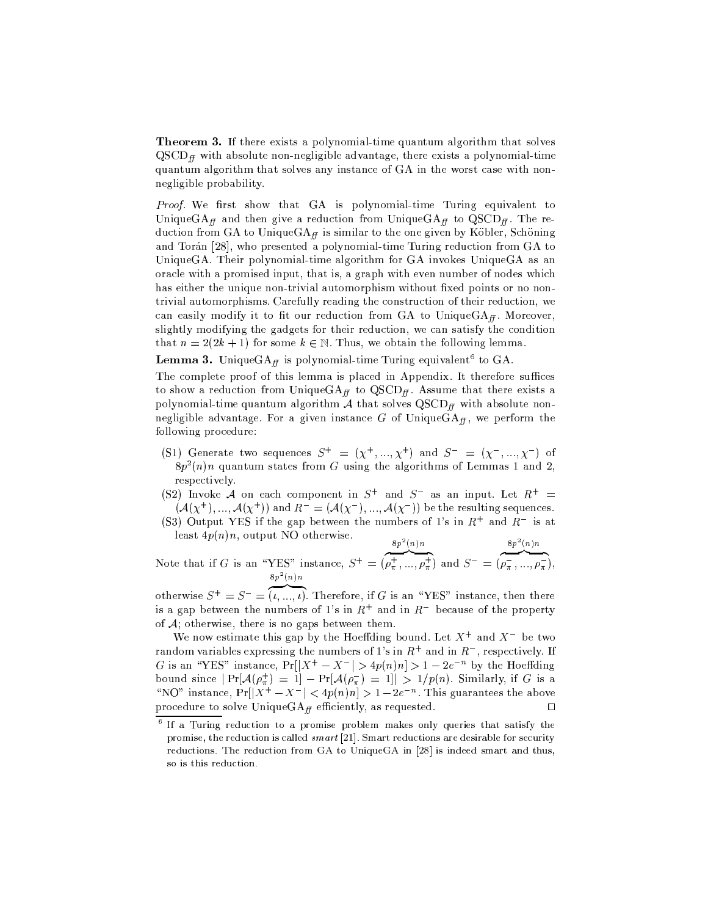**Theorem 3.** If there exists a polynomial-time quantum algorithm that solves $\text{QSCD}_{ff}$ with absolute non-negligible advantage, there exists a polynomial-time quantum algorithm that solves any instance of GA in the worst case with non-negligible probability.

*Proof.* We first show that GA is polynomial-time Turing equivalent to $\text{UniqueGA}_{ff}$ and then give a reduction from $\text{UniqueGA}_{ff}$ to $\text{QSCD}_{ff}$. The reduction from GA to $\text{UniqueGA}_{ff}$ is similar to the one given by Köbler, Schöning and Torán [28], who presented a polynomial-time Turing reduction from GA to UniqueGA. Their polynomial-time algorithm for GA invokes UniqueGA as an oracle with a promised input, that is, a graph with even number of nodes which has either the unique non-trivial automorphism without fixed points or no non-trivial automorphisms. Carefully reading the construction of their reduction, we can easily modify it to fit our reduction from GA to $\text{UniqueGA}_{ff}$. Moreover, slightly modifying the gadgets for their reduction, we can satisfy the condition that $n = 2(2k+1)$ for some $k \in \mathbb{N}$. Thus, we obtain the following lemma.

**Lemma 3.** $\text{UniqueGA}_{ff}$ is polynomial-time Turing equivalent[6] to GA.

The complete proof of this lemma is placed in Appendix. It therefore suffices to show a reduction from $\text{UniqueGA}_{ff}$ to $\text{QSCD}_{ff}$. Assume that there exists a polynomial-time quantum algorithm $\mathcal{A}$ that solves $\text{QSCD}_{ff}$ with absolute non-negligible advantage. For a given instance $G$ of $\text{UniqueGA}_{ff}$, we perform the following procedure:

- (S1) Generate two sequences $S^+ = (\chi^+, ..., \chi^+)$ and $S^- = (\chi^-, ..., \chi^-)$ of $8p^2(n)n$ quantum states from $G$ using the algorithms of Lemmas 1 and 2, respectively.
- (S2) Invoke $\mathcal{A}$ on each component in $S^+$ and $S^-$ as an input. Let $R^+ = (\mathcal{A}(\chi^+), ..., \mathcal{A}(\chi^+))$ and $R^- = (\mathcal{A}(\chi^-), ..., \mathcal{A}(\chi^-))$ be the resulting sequences.
- (S3) Output YES if the gap between the numbers of 1's in $R^+$ and $R^-$ is at least $4p(n)n$, output NO otherwise.

Note that if $G$ is an "YES" instance, $S^+ = (\overbrace{\rho_\pi^+, ..., \rho_\pi^+}^{8p^2(n)n})$ and $S^- = (\overbrace{\rho_\pi^-, ..., \rho_\pi^-}^{8p^2(n)n})$, otherwise $S^+ = S^- = (\overbrace{\iota, ..., \iota}^{8p^2(n)n})$. Therefore, if $G$ is an "YES" instance, then there is a gap between the numbers of 1's in $R^+$ and in $R^-$ because of the property of $\mathcal{A}$; otherwise, there is no gaps between them.

We now estimate this gap by the Hoeffding bound. Let $X^+$ and $X^-$ be two random variables expressing the numbers of 1's in $R^+$ and in $R^-$, respectively. If $G$ is an "YES" instance, $\Pr[|X^+ - X^-| > 4p(n)n] > 1 - 2e^{-n}$ by the Hoeffding bound since $|\Pr[\mathcal{A}(\rho_\pi^+) = 1] - \Pr[\mathcal{A}(\rho_\pi^-) = 1]| > 1/p(n)$. Similarly, if $G$ is a "NO" instance, $\Pr[|X^+ - X^-| < 4p(n)n] > 1 - 2e^{-n}$. This guarantees the above procedure to solve $\text{UniqueGA}_{ff}$ efficiently, as requested. □

[6] If a Turing reduction to a promise problem makes only queries that satisfy the promise, the reduction is called *smart* [21]. Smart reductions are desirable for security reductions. The reduction from GA to UniqueGA in [28] is indeed smart and thus, so is this reduction.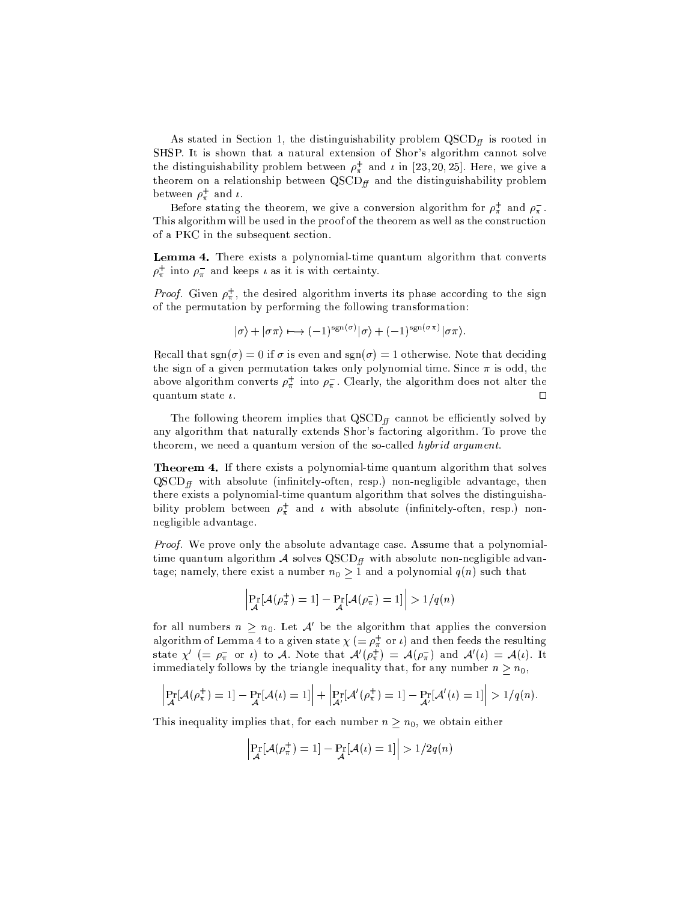As stated in Section 1, the distinguishability problem $\mathrm{QSCD}_{ff}$ is rooted in SHSP. It is shown that a natural extension of Shor's algorithm cannot solve the distinguishability problem between $\rho_\pi^+$ and $\iota$ in [23, 20, 25]. Here, we give a theorem on a relationship between $\mathrm{QSCD}_{ff}$ and the distinguishability problem between $\rho_\pi^+$ and $\iota$.

Before stating the theorem, we give a conversion algorithm for $\rho_\pi^+$ and $\rho_\pi^-$. This algorithm will be used in the proof of the theorem as well as the construction of a PKC in the subsequent section.

**Lemma 4.** There exists a polynomial-time quantum algorithm that converts $\rho_\pi^+$ into $\rho_\pi^-$ and keeps $\iota$ as it is with certainty.

*Proof.* Given $\rho_\pi^+$, the desired algorithm inverts its phase according to the sign of the permutation by performing the following transformation:

$$|\sigma\rangle + |\sigma\pi\rangle \longmapsto (-1)^{\mathrm{sgn}(\sigma)}|\sigma\rangle + (-1)^{\mathrm{sgn}(\sigma\pi)}|\sigma\pi\rangle.$$

Recall that $\mathrm{sgn}(\sigma) = 0$ if $\sigma$ is even and $\mathrm{sgn}(\sigma) = 1$ otherwise. Note that deciding the sign of a given permutation takes only polynomial time. Since $\pi$ is odd, the above algorithm converts $\rho_\pi^+$ into $\rho_\pi^-$. Clearly, the algorithm does not alter the quantum state $\iota$. □

The following theorem implies that $\mathrm{QSCD}_{ff}$ cannot be efficiently solved by any algorithm that naturally extends Shor's factoring algorithm. To prove the theorem, we need a quantum version of the so-called *hybrid argument*.

**Theorem 4.** If there exists a polynomial-time quantum algorithm that solves $\mathrm{QSCD}_{ff}$ with absolute (infinitely-often, resp.) non-negligible advantage, then there exists a polynomial-time quantum algorithm that solves the distinguishability problem between $\rho_\pi^+$ and $\iota$ with absolute (infinitely-often, resp.) non-negligible advantage.

*Proof.* We prove only the absolute advantage case. Assume that a polynomial-time quantum algorithm $\mathcal{A}$ solves $\mathrm{QSCD}_{ff}$ with absolute non-negligible advantage; namely, there exist a number $n_0 \geq 1$ and a polynomial $q(n)$ such that

$$\left|\Pr_{\mathcal{A}}[\mathcal{A}(\rho_\pi^+) = 1] - \Pr_{\mathcal{A}}[\mathcal{A}(\rho_\pi^-) = 1]\right| > 1/q(n)$$

for all numbers $n \geq n_0$. Let $\mathcal{A}'$ be the algorithm that applies the conversion algorithm of Lemma 4 to a given state $\chi$ ($= \rho_\pi^+$ or $\iota$) and then feeds the resulting state $\chi'$ ($= \rho_\pi^-$ or $\iota$) to $\mathcal{A}$. Note that $\mathcal{A}'(\rho_\pi^+) = \mathcal{A}(\rho_\pi^-)$ and $\mathcal{A}'(\iota) = \mathcal{A}(\iota)$. It immediately follows by the triangle inequality that, for any number $n \geq n_0$,

$$\left|\Pr_{\mathcal{A}}[\mathcal{A}(\rho_\pi^+) = 1] - \Pr_{\mathcal{A}}[\mathcal{A}(\iota) = 1]\right| + \left|\Pr_{\mathcal{A}'}[\mathcal{A}'(\rho_\pi^+) = 1] - \Pr_{\mathcal{A}'}[\mathcal{A}'(\iota) = 1]\right| > 1/q(n).$$

This inequality implies that, for each number $n \geq n_0$, we obtain either

$$\left|\Pr_{\mathcal{A}}[\mathcal{A}(\rho_\pi^+) = 1] - \Pr_{\mathcal{A}}[\mathcal{A}(\iota) = 1]\right| > 1/2q(n)$$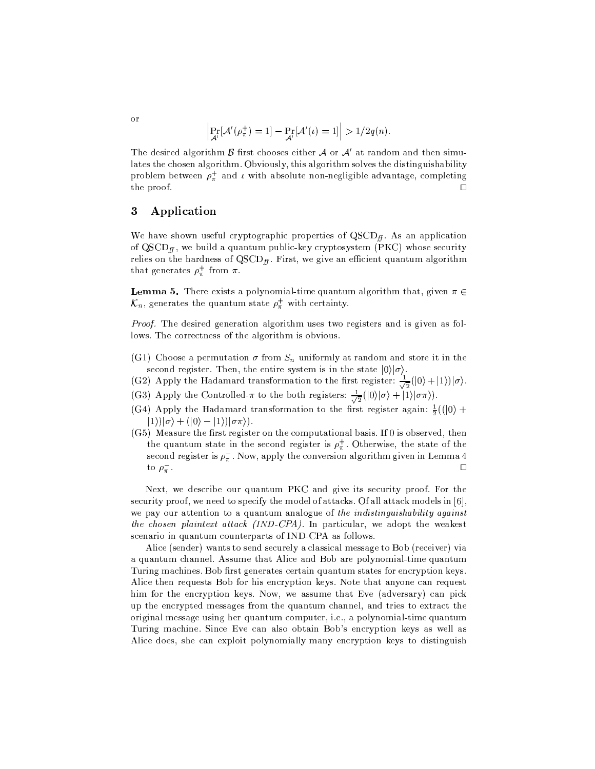or

$$\left| \Pr_{\mathcal{A}'}[\mathcal{A}'(\rho_\pi^+) = 1] - \Pr_{\mathcal{A}'}[\mathcal{A}'(\iota) = 1] \right| > 1/2q(n).$$

The desired algorithm $\mathcal{B}$ first chooses either $\mathcal{A}$ or $\mathcal{A}'$ at random and then simulates the chosen algorithm. Obviously, this algorithm solves the distinguishability problem between $\rho_\pi^+$ and $\iota$ with absolute non-negligible advantage, completing the proof. □

## 3 Application

We have shown useful cryptographic properties of $\mathrm{QSCD}_{ff}$. As an application of $\mathrm{QSCD}_{ff}$, we build a quantum public-key cryptosystem (PKC) whose security relies on the hardness of $\mathrm{QSCD}_{ff}$. First, we give an efficient quantum algorithm that generates $\rho_\pi^+$ from $\pi$.

**Lemma 5.** There exists a polynomial-time quantum algorithm that, given $\pi \in \mathcal{K}_n$, generates the quantum state $\rho_\pi^+$ with certainty.

*Proof.* The desired generation algorithm uses two registers and is given as follows. The correctness of the algorithm is obvious.

- (G1) Choose a permutation $\sigma$ from $S_n$ uniformly at random and store it in the second register. Then, the entire system is in the state $|0\rangle|\sigma\rangle$.
- (G2) Apply the Hadamard transformation to the first register: $\frac{1}{\sqrt{2}}(|0\rangle + |1\rangle)|\sigma\rangle$.
- (G3) Apply the Controlled-$\pi$ to the both registers: $\frac{1}{\sqrt{2}}(|0\rangle|\sigma\rangle + |1\rangle|\sigma\pi\rangle)$.
- (G4) Apply the Hadamard transformation to the first register again: $\frac{1}{2}((|0\rangle + |1\rangle)|\sigma\rangle + (|0\rangle - |1\rangle)|\sigma\pi\rangle)$.
- (G5) Measure the first register on the computational basis. If 0 is observed, then the quantum state in the second register is $\rho_\pi^+$. Otherwise, the state of the second register is $\rho_\pi^-$. Now, apply the conversion algorithm given in Lemma 4 to $\rho_\pi^-$. □

Next, we describe our quantum PKC and give its security proof. For the security proof, we need to specify the model of attacks. Of all attack models in [6], we pay our attention to a quantum analogue of *the indistinguishability against the chosen plaintext attack (IND-CPA)*. In particular, we adopt the weakest scenario in quantum counterparts of IND-CPA as follows.

Alice (sender) wants to send securely a classical message to Bob (receiver) via a quantum channel. Assume that Alice and Bob are polynomial-time quantum Turing machines. Bob first generates certain quantum states for encryption keys. Alice then requests Bob for his encryption keys. Note that anyone can request him for the encryption keys. Now, we assume that Eve (adversary) can pick up the encrypted messages from the quantum channel, and tries to extract the original message using her quantum computer, i.e., a polynomial-time quantum Turing machine. Since Eve can also obtain Bob's encryption keys as well as Alice does, she can exploit polynomially many encryption keys to distinguish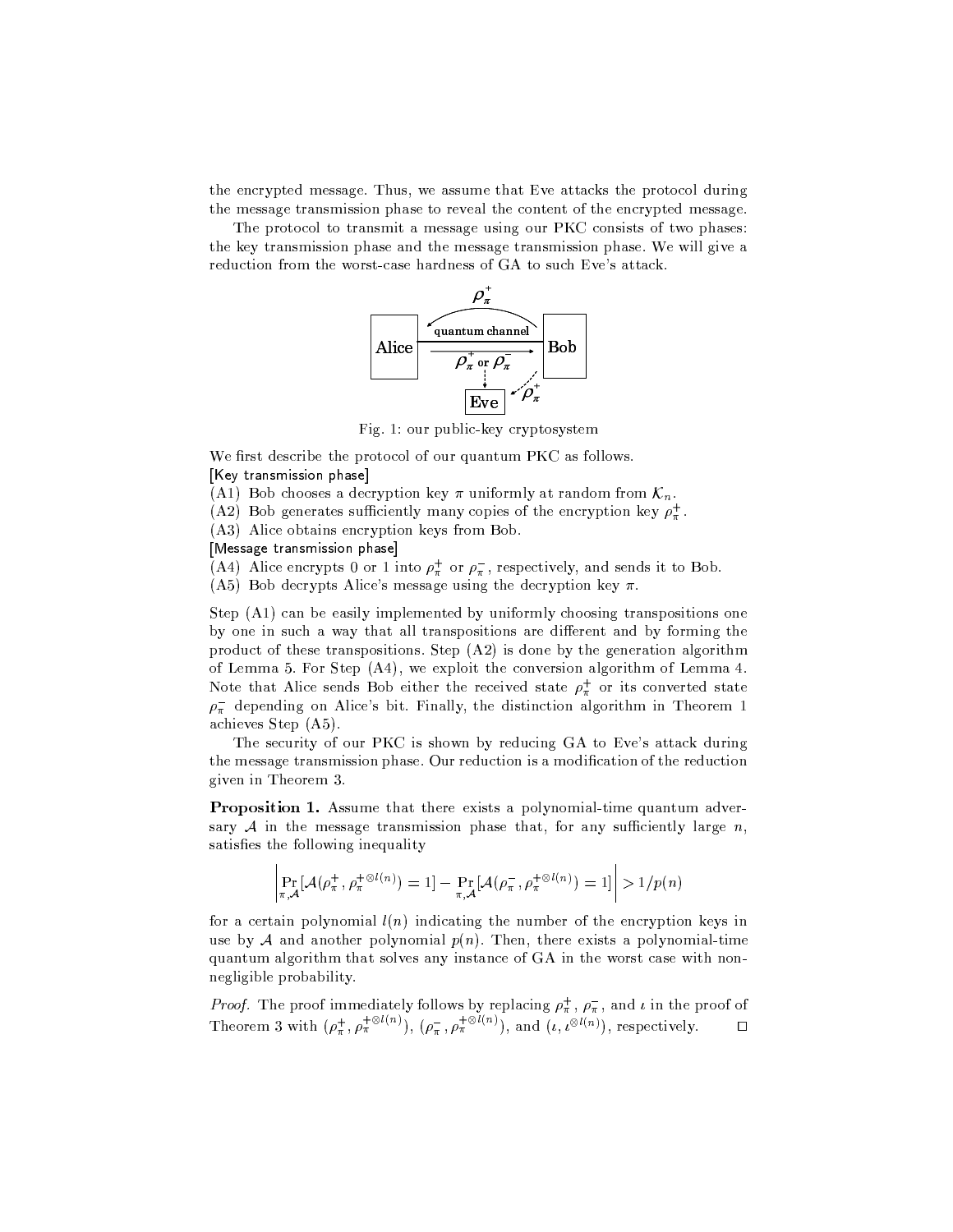the encrypted message. Thus, we assume that Eve attacks the protocol during the message transmission phase to reveal the content of the encrypted message.

The protocol to transmit a message using our PKC consists of two phases: the key transmission phase and the message transmission phase. We will give a reduction from the worst-case hardness of GA to such Eve's attack.

Fig. 1: our public-key cryptosystem

We first describe the protocol of our quantum PKC as follows.

[Key transmission phase]

(A1) Bob chooses a decryption key $\pi$ uniformly at random from $\mathcal{K}_n$.

(A2) Bob generates sufficiently many copies of the encryption key $\rho_\pi^+$.

(A3) Alice obtains encryption keys from Bob.

[Message transmission phase]

(A4) Alice encrypts 0 or 1 into $\rho_\pi^+$ or $\rho_\pi^-$, respectively, and sends it to Bob.

(A5) Bob decrypts Alice's message using the decryption key $\pi$.

Step (A1) can be easily implemented by uniformly choosing transpositions one by one in such a way that all transpositions are different and by forming the product of these transpositions. Step (A2) is done by the generation algorithm of Lemma 5. For Step (A4), we exploit the conversion algorithm of Lemma 4. Note that Alice sends Bob either the received state $\rho_\pi^+$ or its converted state $\rho_\pi^-$ depending on Alice's bit. Finally, the distinction algorithm in Theorem 1 achieves Step (A5).

The security of our PKC is shown by reducing GA to Eve's attack during the message transmission phase. Our reduction is a modification of the reduction given in Theorem 3.

**Proposition 1.** Assume that there exists a polynomial-time quantum adversary $\mathcal{A}$ in the message transmission phase that, for any sufficiently large $n$, satisfies the following inequality

$$\left| \Pr_{\pi,\mathcal{A}}[\mathcal{A}(\rho_\pi^+, \rho_\pi^{+\otimes l(n)}) = 1] - \Pr_{\pi,\mathcal{A}}[\mathcal{A}(\rho_\pi^-, \rho_\pi^{+\otimes l(n)}) = 1] \right| > 1/p(n)$$

for a certain polynomial $l(n)$ indicating the number of the encryption keys in use by $\mathcal{A}$ and another polynomial $p(n)$. Then, there exists a polynomial-time quantum algorithm that solves any instance of GA in the worst case with non-negligible probability.

*Proof.* The proof immediately follows by replacing $\rho_\pi^+$, $\rho_\pi^-$, and $\iota$ in the proof of Theorem 3 with $(\rho_\pi^+, \rho_\pi^{+\otimes l(n)})$, $(\rho_\pi^-, \rho_\pi^{+\otimes l(n)})$, and $(\iota, \iota^{\otimes l(n)})$, respectively. □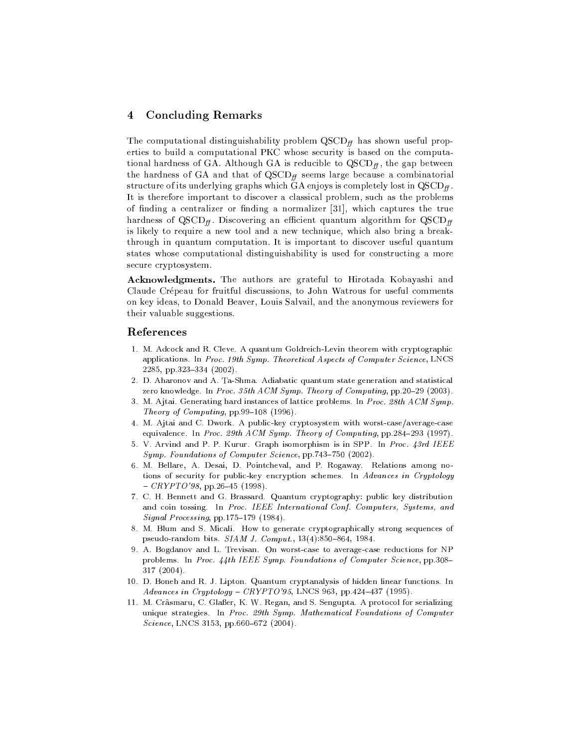## 4 Concluding Remarks

The computational distinguishability problem $\mathrm{QSCD}_{\mathit{ff}}$ has shown useful properties to build a computational PKC whose security is based on the computational hardness of GA. Although GA is reducible to $\mathrm{QSCD}_{\mathit{ff}}$, the gap between the hardness of GA and that of $\mathrm{QSCD}_{\mathit{ff}}$ seems large because a combinatorial structure of its underlying graphs which GA enjoys is completely lost in $\mathrm{QSCD}_{\mathit{ff}}$. It is therefore important to discover a classical problem, such as the problems of finding a centralizer or finding a normalizer [31], which captures the true hardness of $\mathrm{QSCD}_{\mathit{ff}}$. Discovering an efficient quantum algorithm for $\mathrm{QSCD}_{\mathit{ff}}$ is likely to require a new tool and a new technique, which also bring a breakthrough in quantum computation. It is important to discover useful quantum states whose computational distinguishability is used for constructing a more secure cryptosystem.

**Acknowledgments.** The authors are grateful to Hirotada Kobayashi and Claude Crépeau for fruitful discussions, to John Watrous for useful comments on key ideas, to Donald Beaver, Louis Salvail, and the anonymous reviewers for their valuable suggestions.

## References

1. M. Adcock and R. Cleve. A quantum Goldreich-Levin theorem with cryptographic applications. In *Proc. 19th Symp. Theoretical Aspects of Computer Science*, LNCS 2285, pp.323–334 (2002).
2. D. Aharonov and A. Ta-Shma. Adiabatic quantum state generation and statistical zero knowledge. In *Proc. 35th ACM Symp. Theory of Computing*, pp.20–29 (2003).
3. M. Ajtai. Generating hard instances of lattice problems. In *Proc. 28th ACM Symp. Theory of Computing*, pp.99–108 (1996).
4. M. Ajtai and C. Dwork. A public-key cryptosystem with worst-case/average-case equivalence. In *Proc. 29th ACM Symp. Theory of Computing*, pp.284–293 (1997).
5. V. Arvind and P. P. Kurur. Graph isomorphism is in SPP. In *Proc. 43rd IEEE Symp. Foundations of Computer Science*, pp.743–750 (2002).
6. M. Bellare, A. Desai, D. Pointcheval, and P. Rogaway. Relations among notions of security for public-key encryption schemes. In *Advances in Cryptology – CRYPTO'98*, pp.26–45 (1998).
7. C. H. Bennett and G. Brassard. Quantum cryptography: public key distribution and coin tossing. In *Proc. IEEE International Conf. Computers, Systems, and Signal Processing*, pp.175–179 (1984).
8. M. Blum and S. Micali. How to generate cryptographically strong sequences of pseudo-random bits. *SIAM J. Comput.*, 13(4):850–864, 1984.
9. A. Bogdanov and L. Trevisan. On worst-case to average-case reductions for NP problems. In *Proc. 44th IEEE Symp. Foundations of Computer Science*, pp.308–317 (2004).
10. D. Boneh and R. J. Lipton. Quantum cryptanalysis of hidden linear functions. In *Advances in Cryptology – CRYPTO'95*, LNCS 963, pp.424–437 (1995).
11. M. Crâsmaru, C. Glaßer, K. W. Regan, and S. Sengupta. A protocol for serializing unique strategies. In *Proc. 29th Symp. Mathematical Foundations of Computer Science*, LNCS 3153, pp.660–672 (2004).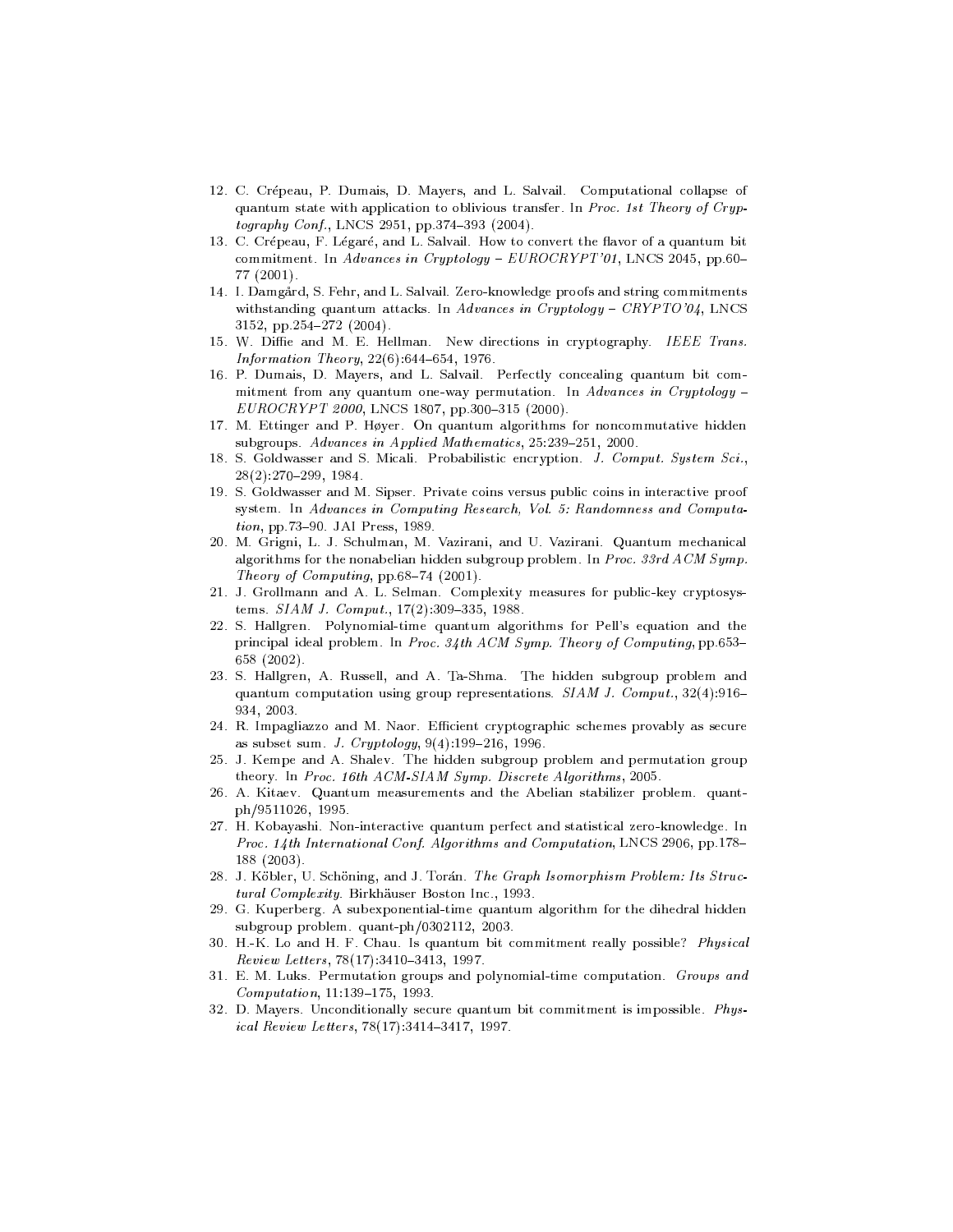12. C. Crépeau, P. Dumais, D. Mayers, and L. Salvail. Computational collapse of quantum state with application to oblivious transfer. In *Proc. 1st Theory of Cryptography Conf.*, LNCS 2951, pp.374–393 (2004).
13. C. Crépeau, F. Légaré, and L. Salvail. How to convert the flavor of a quantum bit commitment. In *Advances in Cryptology – EUROCRYPT'01*, LNCS 2045, pp.60–77 (2001).
14. I. Damgård, S. Fehr, and L. Salvail. Zero-knowledge proofs and string commitments withstanding quantum attacks. In *Advances in Cryptology – CRYPTO'04*, LNCS 3152, pp.254–272 (2004).
15. W. Diffie and M. E. Hellman. New directions in cryptography. *IEEE Trans. Information Theory*, 22(6):644–654, 1976.
16. P. Dumais, D. Mayers, and L. Salvail. Perfectly concealing quantum bit commitment from any quantum one-way permutation. In *Advances in Cryptology – EUROCRYPT 2000*, LNCS 1807, pp.300–315 (2000).
17. M. Ettinger and P. Høyer. On quantum algorithms for noncommutative hidden subgroups. *Advances in Applied Mathematics*, 25:239–251, 2000.
18. S. Goldwasser and S. Micali. Probabilistic encryption. *J. Comput. System Sci.*, 28(2):270–299, 1984.
19. S. Goldwasser and M. Sipser. Private coins versus public coins in interactive proof system. In *Advances in Computing Research, Vol. 5: Randomness and Computation*, pp.73–90. JAI Press, 1989.
20. M. Grigni, L. J. Schulman, M. Vazirani, and U. Vazirani. Quantum mechanical algorithms for the nonabelian hidden subgroup problem. In *Proc. 33rd ACM Symp. Theory of Computing*, pp.68–74 (2001).
21. J. Grollmann and A. L. Selman. Complexity measures for public-key cryptosystems. *SIAM J. Comput.*, 17(2):309–335, 1988.
22. S. Hallgren. Polynomial-time quantum algorithms for Pell's equation and the principal ideal problem. In *Proc. 34th ACM Symp. Theory of Computing*, pp.653–658 (2002).
23. S. Hallgren, A. Russell, and A. Ta-Shma. The hidden subgroup problem and quantum computation using group representations. *SIAM J. Comput.*, 32(4):916–934, 2003.
24. R. Impagliazzo and M. Naor. Efficient cryptographic schemes provably as secure as subset sum. *J. Cryptology*, 9(4):199–216, 1996.
25. J. Kempe and A. Shalev. The hidden subgroup problem and permutation group theory. In *Proc. 16th ACM-SIAM Symp. Discrete Algorithms*, 2005.
26. A. Kitaev. Quantum measurements and the Abelian stabilizer problem. quant-ph/9511026, 1995.
27. H. Kobayashi. Non-interactive quantum perfect and statistical zero-knowledge. In *Proc. 14th International Conf. Algorithms and Computation*, LNCS 2906, pp.178–188 (2003).
28. J. Köbler, U. Schöning, and J. Torán. *The Graph Isomorphism Problem: Its Structural Complexity*. Birkhäuser Boston Inc., 1993.
29. G. Kuperberg. A subexponential-time quantum algorithm for the dihedral hidden subgroup problem. quant-ph/0302112, 2003.
30. H.-K. Lo and H. F. Chau. Is quantum bit commitment really possible? *Physical Review Letters*, 78(17):3410–3413, 1997.
31. E. M. Luks. Permutation groups and polynomial-time computation. *Groups and Computation*, 11:139–175, 1993.
32. D. Mayers. Unconditionally secure quantum bit commitment is impossible. *Physical Review Letters*, 78(17):3414–3417, 1997.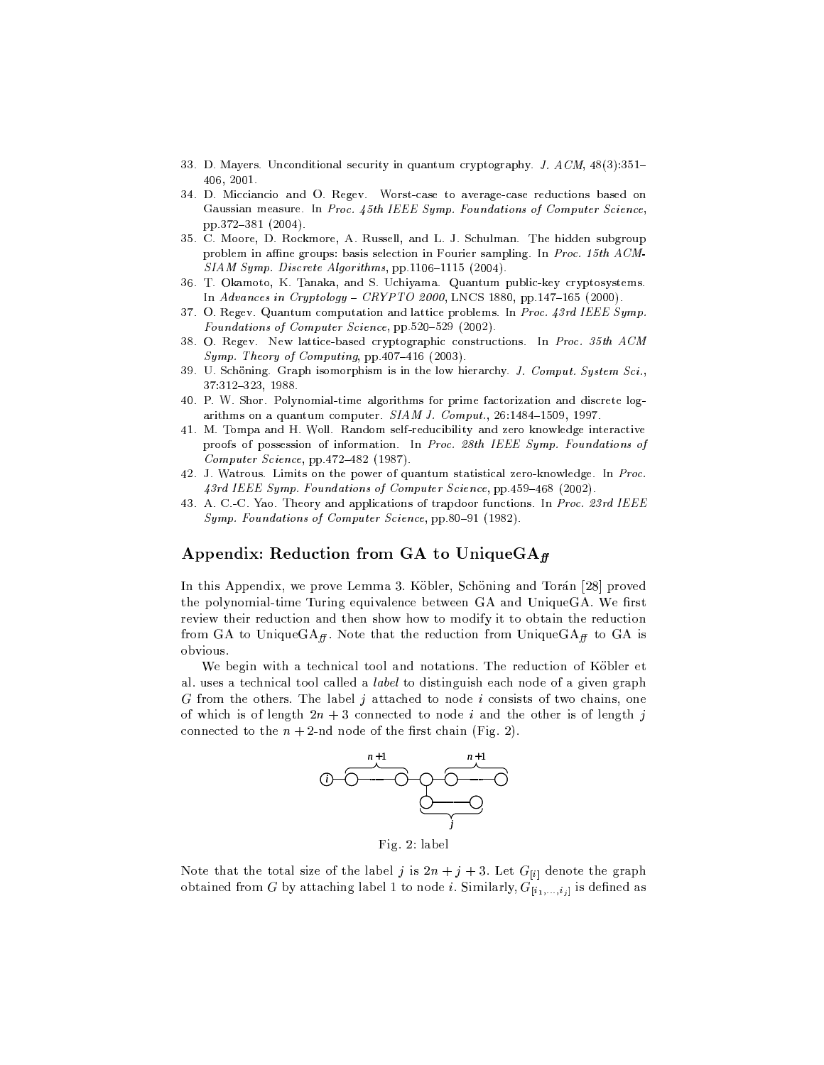33. D. Mayers. Unconditional security in quantum cryptography. *J. ACM*, 48(3):351–406, 2001.
34. D. Micciancio and O. Regev. Worst-case to average-case reductions based on Gaussian measure. In *Proc. 45th IEEE Symp. Foundations of Computer Science*, pp.372–381 (2004).
35. C. Moore, D. Rockmore, A. Russell, and L. J. Schulman. The hidden subgroup problem in affine groups: basis selection in Fourier sampling. In *Proc. 15th ACM-SIAM Symp. Discrete Algorithms*, pp.1106–1115 (2004).
36. T. Okamoto, K. Tanaka, and S. Uchiyama. Quantum public-key cryptosystems. In *Advances in Cryptology – CRYPTO 2000*, LNCS 1880, pp.147–165 (2000).
37. O. Regev. Quantum computation and lattice problems. In *Proc. 43rd IEEE Symp. Foundations of Computer Science*, pp.520–529 (2002).
38. O. Regev. New lattice-based cryptographic constructions. In *Proc. 35th ACM Symp. Theory of Computing*, pp.407–416 (2003).
39. U. Schöning. Graph isomorphism is in the low hierarchy. *J. Comput. System Sci.*, 37:312–323, 1988.
40. P. W. Shor. Polynomial-time algorithms for prime factorization and discrete logarithms on a quantum computer. *SIAM J. Comput.*, 26:1484–1509, 1997.
41. M. Tompa and H. Woll. Random self-reducibility and zero knowledge interactive proofs of possession of information. In *Proc. 28th IEEE Symp. Foundations of Computer Science*, pp.472–482 (1987).
42. J. Watrous. Limits on the power of quantum statistical zero-knowledge. In *Proc. 43rd IEEE Symp. Foundations of Computer Science*, pp.459–468 (2002).
43. A. C.-C. Yao. Theory and applications of trapdoor functions. In *Proc. 23rd IEEE Symp. Foundations of Computer Science*, pp.80–91 (1982).

## Appendix: Reduction from GA to UniqueGA$_{ff}$

In this Appendix, we prove Lemma 3. Köbler, Schöning and Torán [28] proved the polynomial-time Turing equivalence between GA and UniqueGA. We first review their reduction and then show how to modify it to obtain the reduction from GA to UniqueGA$_{ff}$. Note that the reduction from UniqueGA$_{ff}$ to GA is obvious.

We begin with a technical tool and notations. The reduction of Köbler et al. uses a technical tool called a *label* to distinguish each node of a given graph $G$ from the others. The label $j$ attached to node $i$ consists of two chains, one of which is of length $2n+3$ connected to node $i$ and the other is of length $j$ connected to the $n+2$-nd node of the first chain (Fig. 2).

Fig. 2: label

Note that the total size of the label $j$ is $2n+j+3$. Let $G_{[i]}$ denote the graph obtained from $G$ by attaching label 1 to node $i$. Similarly, $G_{[i_1,\ldots,i_j]}$ is defined as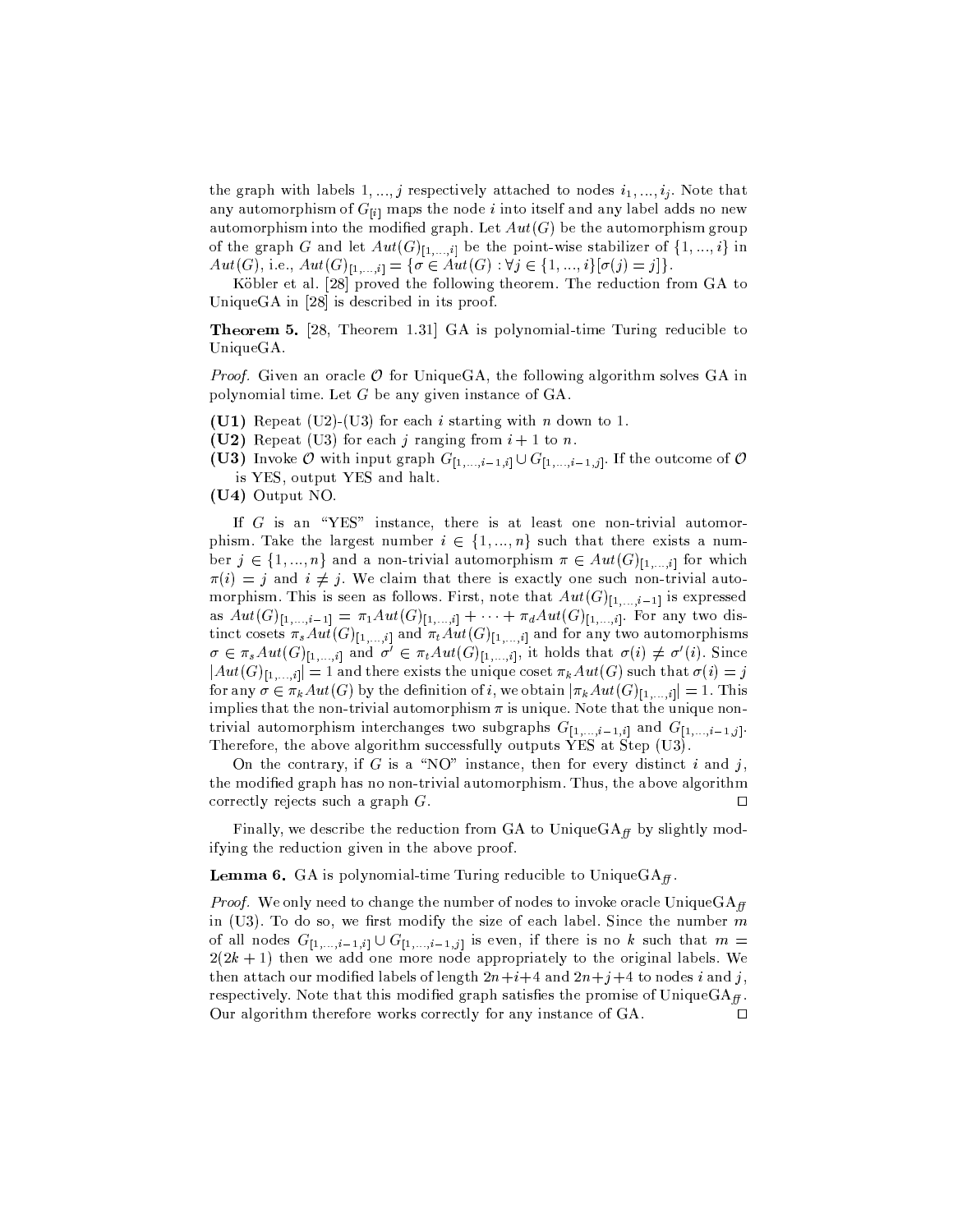the graph with labels $1, ..., j$ respectively attached to nodes $i_1, ..., i_j$. Note that any automorphism of $G_{[i]}$ maps the node $i$ into itself and any label adds no new automorphism into the modified graph. Let $Aut(G)$ be the automorphism group of the graph $G$ and let $Aut(G)_{[1,...,i]}$ be the point-wise stabilizer of $\{1, ..., i\}$ in $Aut(G)$, i.e., $Aut(G)_{[1,...,i]} = \{\sigma \in Aut(G) : \forall j \in \{1, ..., i\}[\sigma(j) = j]\}$.

Köbler et al. [28] proved the following theorem. The reduction from GA to UniqueGA in [28] is described in its proof.

**Theorem 5.** [28, Theorem 1.31] GA is polynomial-time Turing reducible to UniqueGA.

*Proof.* Given an oracle $\mathcal{O}$ for UniqueGA, the following algorithm solves GA in polynomial time. Let $G$ be any given instance of GA.

**(U1)** Repeat (U2)-(U3) for each $i$ starting with $n$ down to 1.

**(U2)** Repeat (U3) for each $j$ ranging from $i+1$ to $n$.

**(U3)** Invoke $\mathcal{O}$ with input graph $G_{[1,...,i-1,i]} \cup G_{[1,...,i-1,j]}$. If the outcome of $\mathcal{O}$ is YES, output YES and halt.

**(U4)** Output NO.

If $G$ is an "YES" instance, there is at least one non-trivial automorphism. Take the largest number $i \in \{1, ..., n\}$ such that there exists a number $j \in \{1, ..., n\}$ and a non-trivial automorphism $\pi \in Aut(G)_{[1,...,i]}$ for which $\pi(i) = j$ and $i \neq j$. We claim that there is exactly one such non-trivial automorphism. This is seen as follows. First, note that $Aut(G)_{[1,...,i-1]}$ is expressed as $Aut(G)_{[1,...,i-1]} = \pi_1 Aut(G)_{[1,...,i]} + \cdots + \pi_d Aut(G)_{[1,...,i]}$. For any two distinct cosets $\pi_s Aut(G)_{[1,...,i]}$ and $\pi_t Aut(G)_{[1,...,i]}$ and for any two automorphisms $\sigma \in \pi_s Aut(G)_{[1,...,i]}$ and $\sigma' \in \pi_t Aut(G)_{[1,...,i]}$, it holds that $\sigma(i) \neq \sigma'(i)$. Since $|Aut(G)_{[1,...,i]}| = 1$ and there exists the unique coset $\pi_k Aut(G)$ such that $\sigma(i) = j$ for any $\sigma \in \pi_k Aut(G)$ by the definition of $i$, we obtain $|\pi_k Aut(G)_{[1,...,i]}| = 1$. This implies that the non-trivial automorphism $\pi$ is unique. Note that the unique non-trivial automorphism interchanges two subgraphs $G_{[1,...,i-1,i]}$ and $G_{[1,...,i-1,j]}$. Therefore, the above algorithm successfully outputs YES at Step (U3).

On the contrary, if $G$ is a "NO" instance, then for every distinct $i$ and $j$, the modified graph has no non-trivial automorphism. Thus, the above algorithm correctly rejects such a graph $G$. □

Finally, we describe the reduction from GA to UniqueGA$_{ff}$ by slightly modifying the reduction given in the above proof.

**Lemma 6.** GA is polynomial-time Turing reducible to UniqueGA$_{ff}$.

*Proof.* We only need to change the number of nodes to invoke oracle UniqueGA$_{ff}$ in (U3). To do so, we first modify the size of each label. Since the number $m$ of all nodes $G_{[1,...,i-1,i]} \cup G_{[1,...,i-1,j]}$ is even, if there is no $k$ such that $m = 2(2k+1)$ then we add one more node appropriately to the original labels. We then attach our modified labels of length $2n+i+4$ and $2n+j+4$ to nodes $i$ and $j$, respectively. Note that this modified graph satisfies the promise of UniqueGA$_{ff}$. Our algorithm therefore works correctly for any instance of GA. □